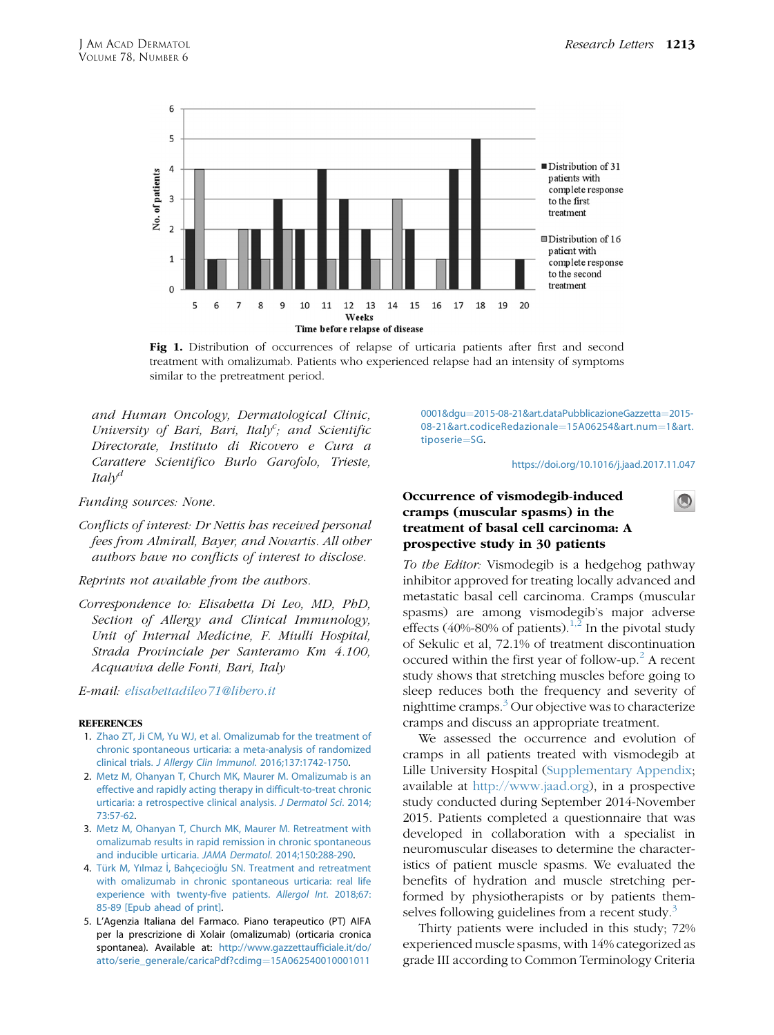Fig 1. Distribution of occurrences of relapse of urticaria patients after first and second treatment with omalizumab. Patients who experienced relapse had an intensity of symptoms similar to the pretreatment period.

*and Human Oncology, Dermatological Clinic, University of Bari, Bari, Italy[c]; and Scientific Directorate, Instituto di Ricovero e Cura a Carattere Scientifico Burlo Garofolo, Trieste, Italy[d]*

*Funding sources: None.*

*Conflicts of interest: Dr Nettis has received personal fees from Almirall, Bayer, and Novartis. All other authors have no conflicts of interest to disclose.*

*Reprints not available from the authors.*

*Correspondence to: Elisabetta Di Leo, MD, PhD, Section of Allergy and Clinical Immunology, Unit of Internal Medicine, F. Miulli Hospital, Strada Provinciale per Santeramo Km 4.100, Acquaviva delle Fonti, Bari, Italy*

*E-mail: elisabettadileo71@libero.it*

**REFERENCES**

1. Zhao ZT, Ji CM, Yu WJ, et al. Omalizumab for the treatment of chronic spontaneous urticaria: a meta-analysis of randomized clinical trials. *J Allergy Clin Immunol.* 2016;137:1742-1750.
2. Metz M, Ohanyan T, Church MK, Maurer M. Omalizumab is an effective and rapidly acting therapy in difficult-to-treat chronic urticaria: a retrospective clinical analysis. *J Dermatol Sci.* 2014; 73:57-62.
3. Metz M, Ohanyan T, Church MK, Maurer M. Retreatment with omalizumab results in rapid remission in chronic spontaneous and inducible urticaria. *JAMA Dermatol.* 2014;150:288-290.
4. Türk M, Yılmaz İ, Bahçecioğlu SN. Treatment and retreatment with omalizumab in chronic spontaneous urticaria: real life experience with twenty-five patients. *Allergol Int.* 2018;67: 85-89 [Epub ahead of print].
5. L'Agenzia Italiana del Farmaco. Piano terapeutico (PT) AIFA per la prescrizione di Xolair (omalizumab) (orticaria cronica spontanea). Available at: http://www.gazzettaufficiale.it/do/atto/serie_generale/caricaPdf?cdimg=15A062540010001011 0001&dgu=2015-08-21&art.dataPubblicazioneGazzetta=2015-08-21&art.codiceRedazionale=15A06254&art.num=1&art.tiposerie=SG.

https://doi.org/10.1016/j.jaad.2017.11.047

## Occurrence of vismodegib-induced cramps (muscular spasms) in the treatment of basal cell carcinoma: A prospective study in 30 patients

*To the Editor:* Vismodegib is a hedgehog pathway inhibitor approved for treating locally advanced and metastatic basal cell carcinoma. Cramps (muscular spasms) are among vismodegib's major adverse effects (40%-80% of patients).[1,2] In the pivotal study of Sekulic et al, 72.1% of treatment discontinuation occured within the first year of follow-up.[2] A recent study shows that stretching muscles before going to sleep reduces both the frequency and severity of nighttime cramps.[3] Our objective was to characterize cramps and discuss an appropriate treatment.

We assessed the occurrence and evolution of cramps in all patients treated with vismodegib at Lille University Hospital (Supplementary Appendix; available at http://www.jaad.org), in a prospective study conducted during September 2014-November 2015. Patients completed a questionnaire that was developed in collaboration with a specialist in neuromuscular diseases to determine the characteristics of patient muscle spasms. We evaluated the benefits of hydration and muscle stretching performed by physiotherapists or by patients themselves following guidelines from a recent study.[3]

Thirty patients were included in this study; 72% experienced muscle spasms, with 14% categorized as grade III according to Common Terminology Criteria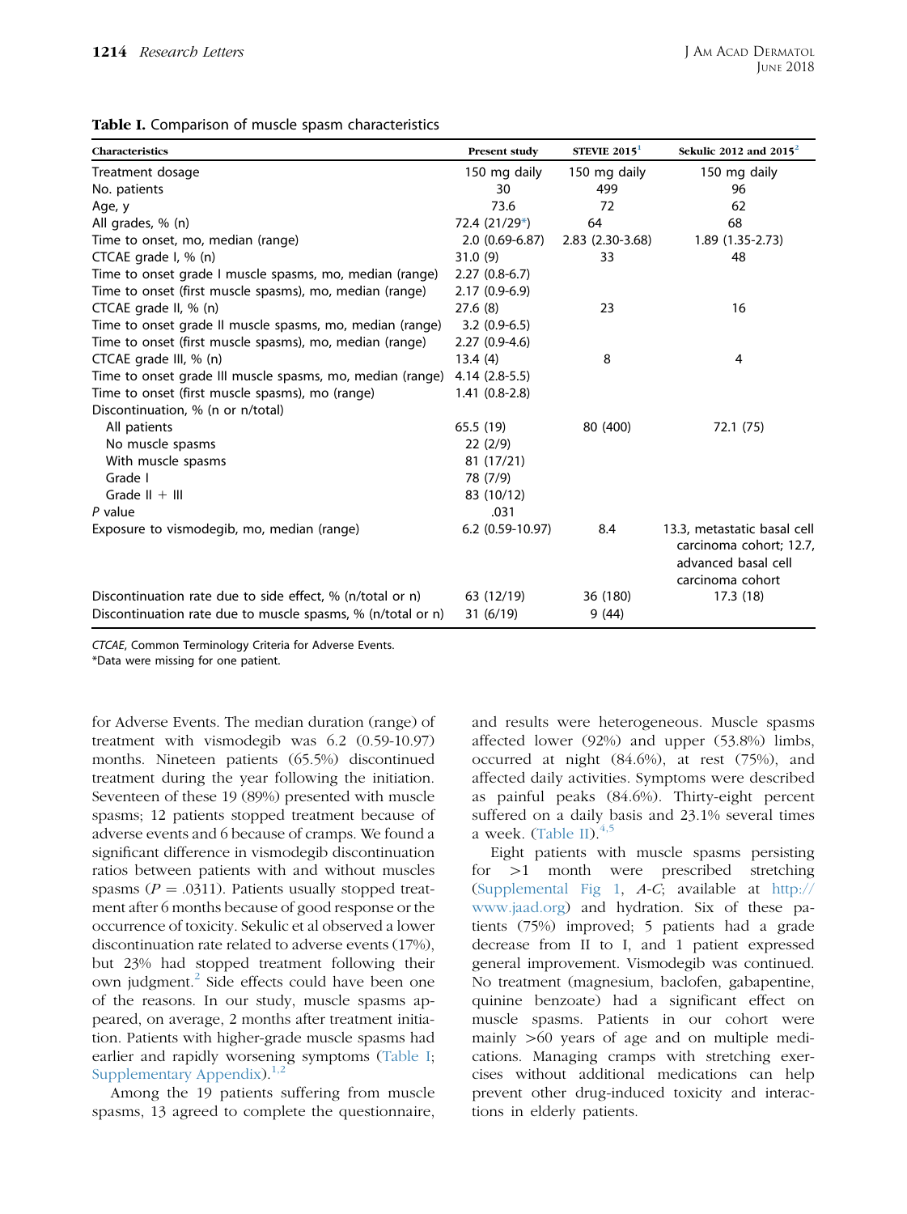**Table I.** Comparison of muscle spasm characteristics

| Characteristics | Present study | STEVIE 2015[1] | Sekulic 2012 and 2015[2] |
|---|---|---|---|
| Treatment dosage | 150 mg daily | 150 mg daily | 150 mg daily |
| No. patients | 30 | 499 | 96 |
| Age, y | 73.6 | 72 | 62 |
| All grades, % (n) | 72.4 (21/29*) | 64 | 68 |
| Time to onset, mo, median (range) | 2.0 (0.69-6.87) | 2.83 (2.30-3.68) | 1.89 (1.35-2.73) |
| CTCAE grade I, % (n) | 31.0 (9) | 33 | 48 |
| Time to onset grade I muscle spasms, mo, median (range) | 2.27 (0.8-6.7) | | |
| Time to onset (first muscle spasms), mo, median (range) | 2.17 (0.9-6.9) | | |
| CTCAE grade II, % (n) | 27.6 (8) | 23 | 16 |
| Time to onset grade II muscle spasms, mo, median (range) | 3.2 (0.9-6.5) | | |
| Time to onset (first muscle spasms), mo, median (range) | 2.27 (0.9-4.6) | | |
| CTCAE grade III, % (n) | 13.4 (4) | 8 | 4 |
| Time to onset grade III muscle spasms, mo, median (range) | 4.14 (2.8-5.5) | | |
| Time to onset (first muscle spasms), mo (range) | 1.41 (0.8-2.8) | | |
| Discontinuation, % (n or n/total) | | | |
| All patients | 65.5 (19) | 80 (400) | 72.1 (75) |
| No muscle spasms | 22 (2/9) | | |
| With muscle spasms | 81 (17/21) | | |
| Grade I | 78 (7/9) | | |
| Grade II + III | 83 (10/12) | | |
| *P* value | .031 | | |
| Exposure to vismodegib, mo, median (range) | 6.2 (0.59-10.97) | 8.4 | 13.3, metastatic basal cell carcinoma cohort; 12.7, advanced basal cell carcinoma cohort |
| Discontinuation rate due to side effect, % (n/total or n) | 63 (12/19) | 36 (180) | 17.3 (18) |
| Discontinuation rate due to muscle spasms, % (n/total or n) | 31 (6/19) | 9 (44) | |

CTCAE, Common Terminology Criteria for Adverse Events.
*Data were missing for one patient.

for Adverse Events. The median duration (range) of treatment with vismodegib was 6.2 (0.59-10.97) months. Nineteen patients (65.5%) discontinued treatment during the year following the initiation. Seventeen of these 19 (89%) presented with muscle spasms; 12 patients stopped treatment because of adverse events and 6 because of cramps. We found a significant difference in vismodegib discontinuation ratios between patients with and without muscles spasms ($P = .0311$). Patients usually stopped treatment after 6 months because of good response or the occurrence of toxicity. Sekulic et al observed a lower discontinuation rate related to adverse events (17%), but 23% had stopped treatment following their own judgment.[2] Side effects could have been one of the reasons. In our study, muscle spasms appeared, on average, 2 months after treatment initiation. Patients with higher-grade muscle spasms had earlier and rapidly worsening symptoms (Table I; Supplementary Appendix).[1,2]

Among the 19 patients suffering from muscle spasms, 13 agreed to complete the questionnaire, and results were heterogeneous. Muscle spasms affected lower (92%) and upper (53.8%) limbs, occurred at night (84.6%), at rest (75%), and affected daily activities. Symptoms were described as painful peaks (84.6%). Thirty-eight percent suffered on a daily basis and 23.1% several times a week. (Table II).[4,5]

Eight patients with muscle spasms persisting for >1 month were prescribed stretching (Supplemental Fig 1, *A-C*; available at http://www.jaad.org) and hydration. Six of these patients (75%) improved; 5 patients had a grade decrease from II to I, and 1 patient expressed general improvement. Vismodegib was continued. No treatment (magnesium, baclofen, gabapentine, quinine benzoate) had a significant effect on muscle spasms. Patients in our cohort were mainly >60 years of age and on multiple medications. Managing cramps with stretching exercises without additional medications can help prevent other drug-induced toxicity and interactions in elderly patients.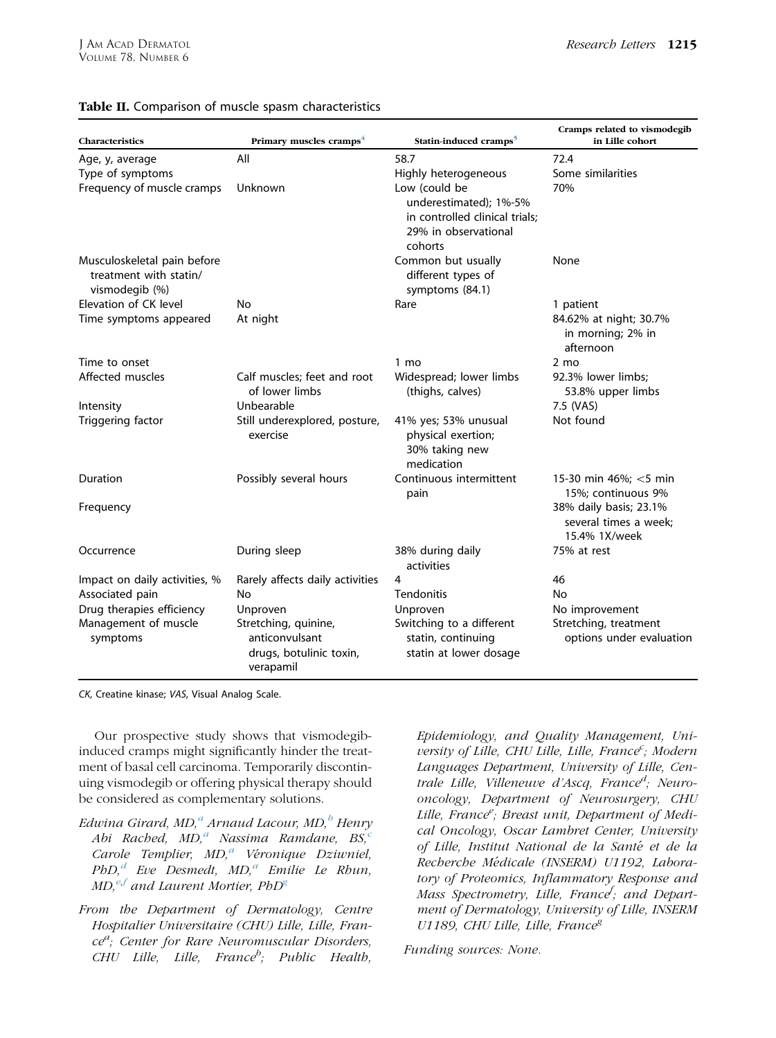**Table II.** Comparison of muscle spasm characteristics

| Characteristics | Primary muscles cramps[4] | Statin-induced cramps[5] | Cramps related to vismodegib in Lille cohort |
|---|---|---|---|
| Age, y, average | All | 58.7 | 72.4 |
| Type of symptoms | | Highly heterogeneous | Some similarities |
| Frequency of muscle cramps | Unknown | Low (could be underestimated); 1%-5% in controlled clinical trials; 29% in observational cohorts | 70% |
| Musculoskeletal pain before treatment with statin/vismodegib (%) | | Common but usually different types of symptoms (84.1) | None |
| Elevation of CK level | No | Rare | 1 patient |
| Time symptoms appeared | At night | | 84.62% at night; 30.7% in morning; 2% in afternoon |
| Time to onset | | 1 mo | 2 mo |
| Affected muscles | Calf muscles; feet and root of lower limbs | Widespread; lower limbs (thighs, calves) | 92.3% lower limbs; 53.8% upper limbs |
| Intensity | Unbearable | | 7.5 (VAS) |
| Triggering factor | Still underexplored, posture, exercise | 41% yes; 53% unusual physical exertion; 30% taking new medication | Not found |
| Duration | Possibly several hours | Continuous intermittent pain | 15-30 min 46%; <5 min 15%; continuous 9% |
| Frequency | | | 38% daily basis; 23.1% several times a week; 15.4% 1X/week |
| Occurrence | During sleep | 38% during daily activities | 75% at rest |
| Impact on daily activities, % | Rarely affects daily activities | 4 | 46 |
| Associated pain | No | Tendonitis | No |
| Drug therapies efficiency | Unproven | Unproven | No improvement |
| Management of muscle symptoms | Stretching, quinine, anticonvulsant drugs, botulinic toxin, verapamil | Switching to a different statin, continuing statin at lower dosage | Stretching, treatment options under evaluation |

*CK*, Creatine kinase; *VAS*, Visual Analog Scale.

Our prospective study shows that vismodegib-induced cramps might significantly hinder the treatment of basal cell carcinoma. Temporarily discontinuing vismodegib or offering physical therapy should be considered as complementary solutions.

*Edwina Girard, MD,[a] Arnaud Lacour, MD,[b] Henry Abi Rached, MD,[a] Nassima Ramdane, BS,[c] Carole Templier, MD,[a] Véronique Dziwniel, PhD,[d] Eve Desmedt, MD,[a] Emilie Le Rhun, MD,[e,f] and Laurent Mortier, PhD[g]*

*From the Department of Dermatology, Centre Hospitalier Universitaire (CHU) Lille, Lille, France[a]; Center for Rare Neuromuscular Disorders, CHU Lille, Lille, France[b]; Public Health, Epidemiology, and Quality Management, University of Lille, CHU Lille, Lille, France[c]; Modern Languages Department, University of Lille, Centrale Lille, Villeneuve d'Ascq, France[d]; Neuro-oncology, Department of Neurosurgery, CHU Lille, France[e]; Breast unit, Department of Medical Oncology, Oscar Lambret Center, University of Lille, Institut National de la Santé et de la Recherche Médicale (INSERM) U1192, Laboratory of Proteomics, Inflammatory Response and Mass Spectrometry, Lille, France[f]; and Department of Dermatology, University of Lille, INSERM U1189, CHU Lille, Lille, France[g]*

*Funding sources: None.*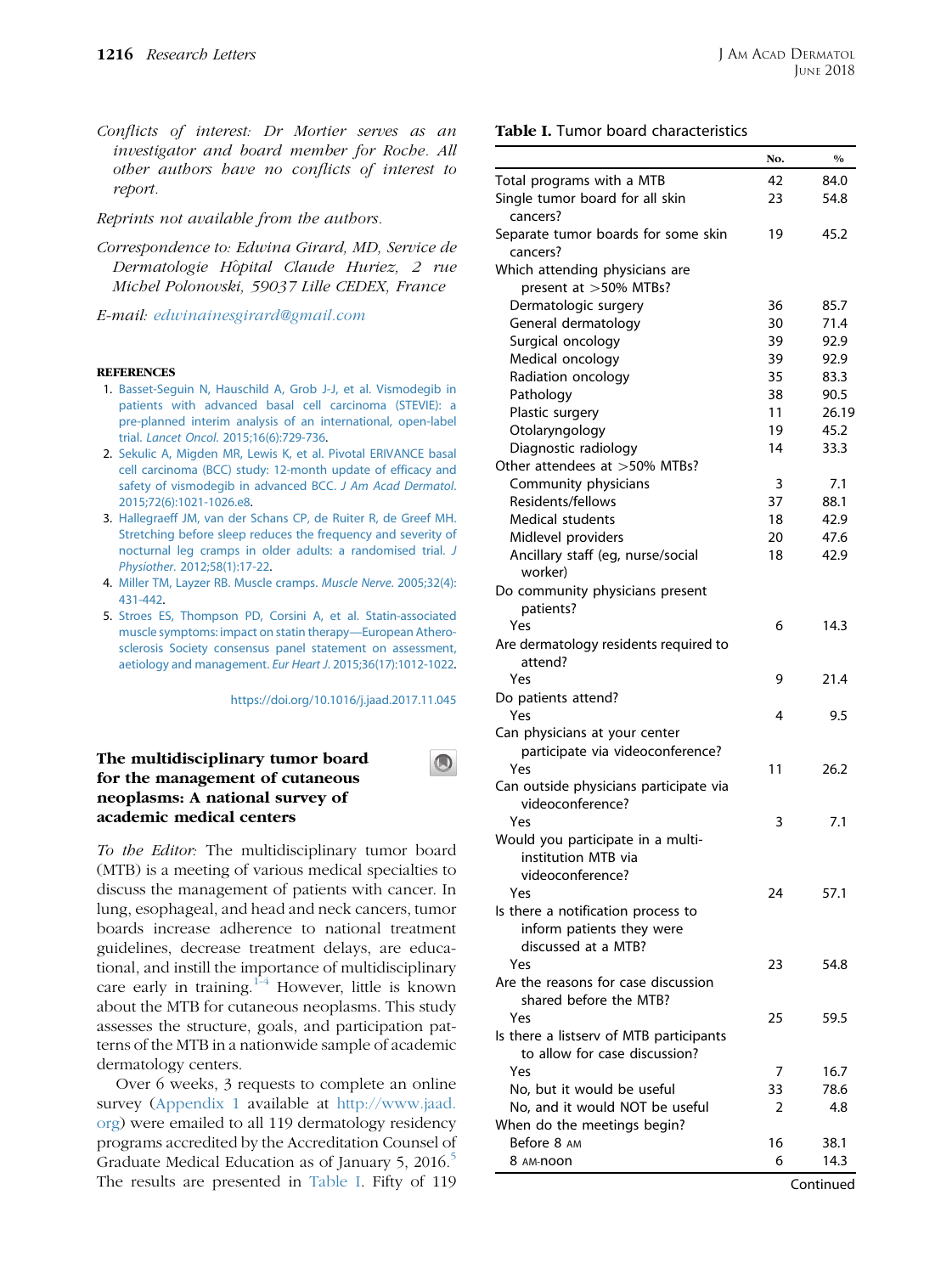*Conflicts of interest: Dr Mortier serves as an investigator and board member for Roche. All other authors have no conflicts of interest to report.*

*Reprints not available from the authors.*

*Correspondence to: Edwina Girard, MD, Service de Dermatologie Hôpital Claude Huriez, 2 rue Michel Polonovski, 59037 Lille CEDEX, France*

*E-mail: edwinainesgirard@gmail.com*

#### REFERENCES

1. Basset-Seguin N, Hauschild A, Grob J-J, et al. Vismodegib in patients with advanced basal cell carcinoma (STEVIE): a pre-planned interim analysis of an international, open-label trial. *Lancet Oncol*. 2015;16(6):729-736.
2. Sekulic A, Migden MR, Lewis K, et al. Pivotal ERIVANCE basal cell carcinoma (BCC) study: 12-month update of efficacy and safety of vismodegib in advanced BCC. *J Am Acad Dermatol*. 2015;72(6):1021-1026.e8.
3. Hallegraeff JM, van der Schans CP, de Ruiter R, de Greef MH. Stretching before sleep reduces the frequency and severity of nocturnal leg cramps in older adults: a randomised trial. *J Physiother*. 2012;58(1):17-22.
4. Miller TM, Layzer RB. Muscle cramps. *Muscle Nerve*. 2005;32(4):431-442.
5. Stroes ES, Thompson PD, Corsini A, et al. Statin-associated muscle symptoms: impact on statin therapy—European Atherosclerosis Society consensus panel statement on assessment, aetiology and management. *Eur Heart J*. 2015;36(17):1012-1022.

https://doi.org/10.1016/j.jaad.2017.11.045

## The multidisciplinary tumor board for the management of cutaneous neoplasms: A national survey of academic medical centers

*To the Editor:* The multidisciplinary tumor board (MTB) is a meeting of various medical specialties to discuss the management of patients with cancer. In lung, esophageal, and head and neck cancers, tumor boards increase adherence to national treatment guidelines, decrease treatment delays, are educational, and instill the importance of multidisciplinary care early in training.[1-4] However, little is known about the MTB for cutaneous neoplasms. This study assesses the structure, goals, and participation patterns of the MTB in a nationwide sample of academic dermatology centers.

Over 6 weeks, 3 requests to complete an online survey (Appendix 1 available at http://www.jaad.org) were emailed to all 119 dermatology residency programs accredited by the Accreditation Counsel of Graduate Medical Education as of January 5, 2016.[5] The results are presented in Table I. Fifty of 119

**Table I.** Tumor board characteristics

| | No. | % |
|---|---|---|
| Total programs with a MTB | 42 | 84.0 |
| Single tumor board for all skin cancers? | 23 | 54.8 |
| Separate tumor boards for some skin cancers? | 19 | 45.2 |
| Which attending physicians are present at >50% MTBs? | | |
| Dermatologic surgery | 36 | 85.7 |
| General dermatology | 30 | 71.4 |
| Surgical oncology | 39 | 92.9 |
| Medical oncology | 39 | 92.9 |
| Radiation oncology | 35 | 83.3 |
| Pathology | 38 | 90.5 |
| Plastic surgery | 11 | 26.19 |
| Otolaryngology | 19 | 45.2 |
| Diagnostic radiology | 14 | 33.3 |
| Other attendees at >50% MTBs? | | |
| Community physicians | 3 | 7.1 |
| Residents/fellows | 37 | 88.1 |
| Medical students | 18 | 42.9 |
| Midlevel providers | 20 | 47.6 |
| Ancillary staff (eg, nurse/social worker) | 18 | 42.9 |
| Do community physicians present patients? | | |
| Yes | 6 | 14.3 |
| Are dermatology residents required to attend? | | |
| Yes | 9 | 21.4 |
| Do patients attend? | | |
| Yes | 4 | 9.5 |
| Can physicians at your center participate via videoconference? | | |
| Yes | 11 | 26.2 |
| Can outside physicians participate via videoconference? | | |
| Yes | 3 | 7.1 |
| Would you participate in a multi-institution MTB via videoconference? | | |
| Yes | 24 | 57.1 |
| Is there a notification process to inform patients they were discussed at a MTB? | | |
| Yes | 23 | 54.8 |
| Are the reasons for case discussion shared before the MTB? | | |
| Yes | 25 | 59.5 |
| Is there a listserv of MTB participants to allow for case discussion? | | |
| Yes | 7 | 16.7 |
| No, but it would be useful | 33 | 78.6 |
| No, and it would NOT be useful | 2 | 4.8 |
| When do the meetings begin? | | |
| Before 8 AM | 16 | 38.1 |
| 8 AM-noon | 6 | 14.3 |

Continued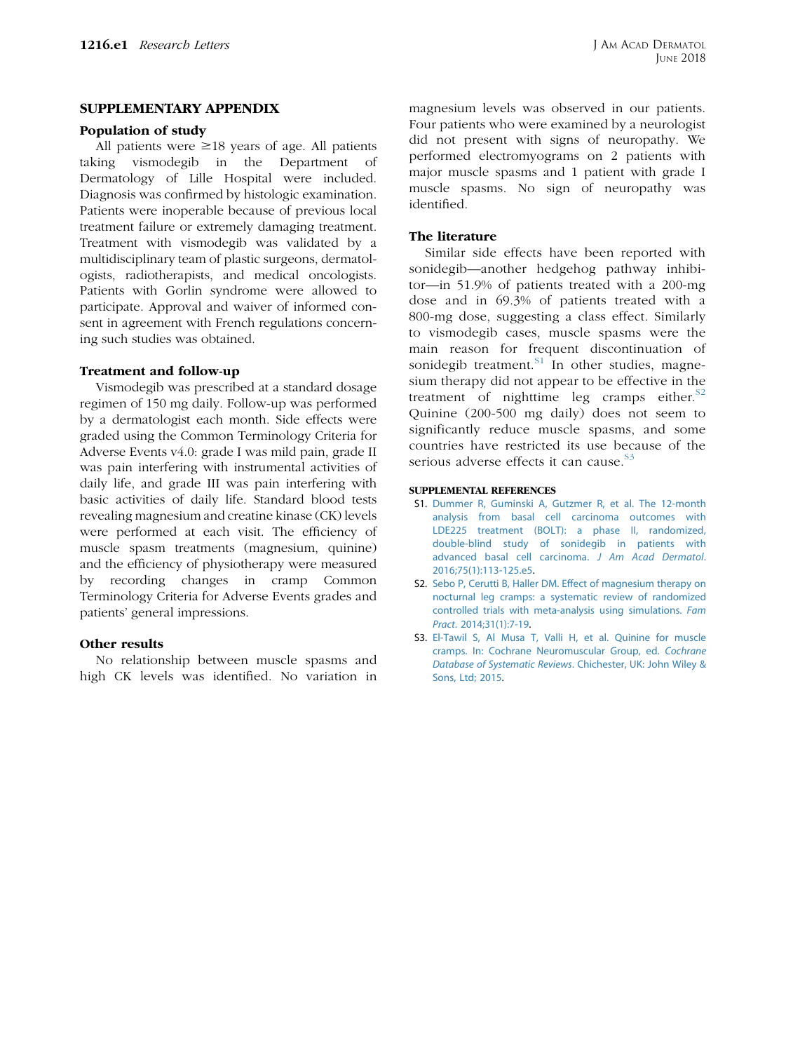## SUPPLEMENTARY APPENDIX

### Population of study

All patients were ≥18 years of age. All patients taking vismodegib in the Department of Dermatology of Lille Hospital were included. Diagnosis was confirmed by histologic examination. Patients were inoperable because of previous local treatment failure or extremely damaging treatment. Treatment with vismodegib was validated by a multidisciplinary team of plastic surgeons, dermatologists, radiotherapists, and medical oncologists. Patients with Gorlin syndrome were allowed to participate. Approval and waiver of informed consent in agreement with French regulations concerning such studies was obtained.

### Treatment and follow-up

Vismodegib was prescribed at a standard dosage regimen of 150 mg daily. Follow-up was performed by a dermatologist each month. Side effects were graded using the Common Terminology Criteria for Adverse Events v4.0: grade I was mild pain, grade II was pain interfering with instrumental activities of daily life, and grade III was pain interfering with basic activities of daily life. Standard blood tests revealing magnesium and creatine kinase (CK) levels were performed at each visit. The efficiency of muscle spasm treatments (magnesium, quinine) and the efficiency of physiotherapy were measured by recording changes in cramp Common Terminology Criteria for Adverse Events grades and patients' general impressions.

### Other results

No relationship between muscle spasms and high CK levels was identified. No variation in magnesium levels was observed in our patients. Four patients who were examined by a neurologist did not present with signs of neuropathy. We performed electromyograms on 2 patients with major muscle spasms and 1 patient with grade I muscle spasms. No sign of neuropathy was identified.

### The literature

Similar side effects have been reported with sonidegib—another hedgehog pathway inhibitor—in 51.9% of patients treated with a 200-mg dose and in 69.3% of patients treated with a 800-mg dose, suggesting a class effect. Similarly to vismodegib cases, muscle spasms were the main reason for frequent discontinuation of sonidegib treatment.[S1] In other studies, magnesium therapy did not appear to be effective in the treatment of nighttime leg cramps either.[S2] Quinine (200-500 mg daily) does not seem to significantly reduce muscle spasms, and some countries have restricted its use because of the serious adverse effects it can cause.[S3]

#### SUPPLEMENTAL REFERENCES

- S1. Dummer R, Guminski A, Gutzmer R, et al. The 12-month analysis from basal cell carcinoma outcomes with LDE225 treatment (BOLT): a phase II, randomized, double-blind study of sonidegib in patients with advanced basal cell carcinoma. *J Am Acad Dermatol*. 2016;75(1):113-125.e5.
- S2. Sebo P, Cerutti B, Haller DM. Effect of magnesium therapy on nocturnal leg cramps: a systematic review of randomized controlled trials with meta-analysis using simulations. *Fam Pract*. 2014;31(1):7-19.
- S3. El-Tawil S, Al Musa T, Valli H, et al. Quinine for muscle cramps. In: Cochrane Neuromuscular Group, ed. *Cochrane Database of Systematic Reviews*. Chichester, UK: John Wiley & Sons, Ltd; 2015.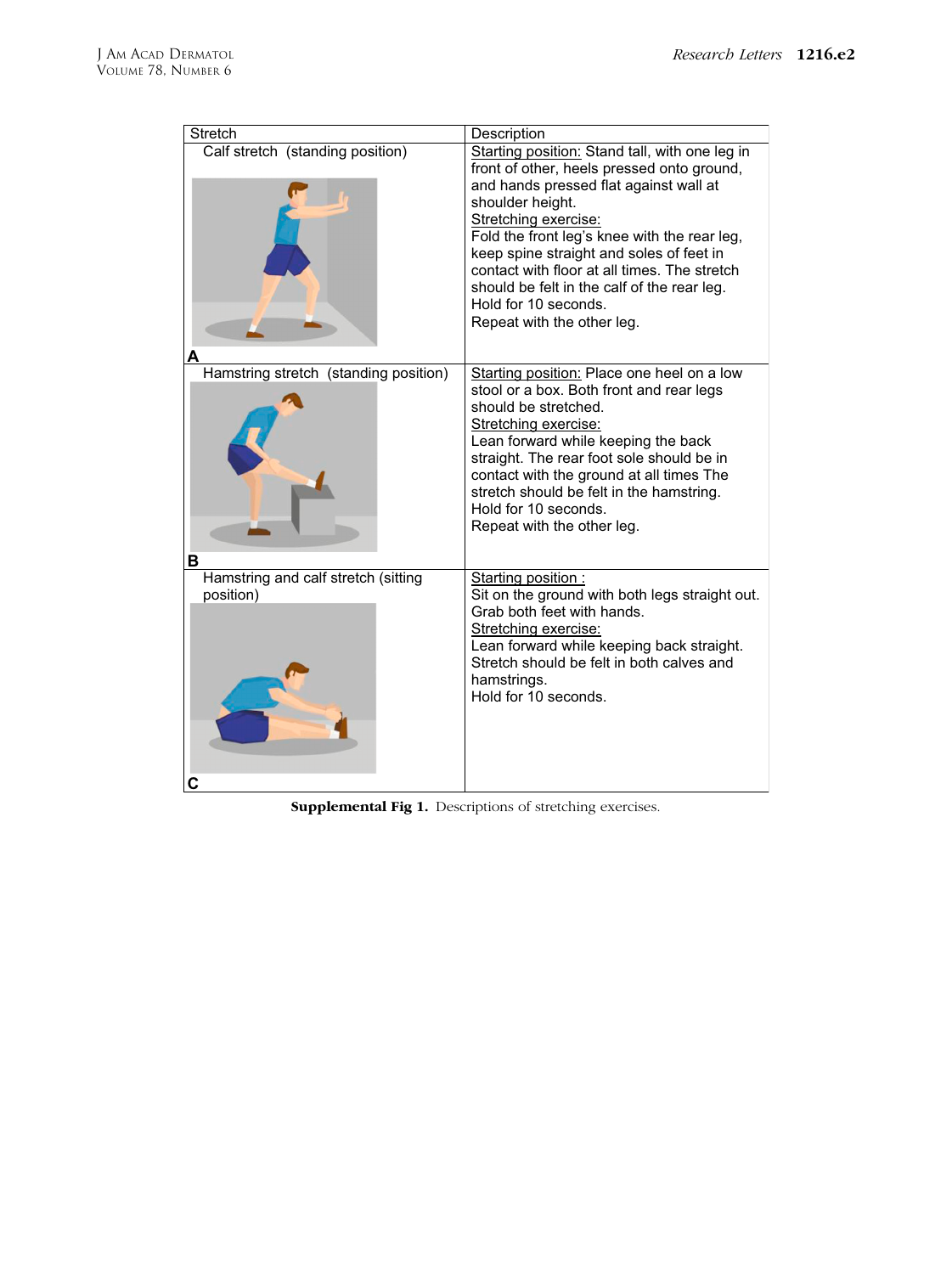| Stretch | Description |
|---|---|
| Calf stretch (standing position) A | Starting position: Stand tall, with one leg in front of other, heels pressed onto ground, and hands pressed flat against wall at shoulder height. Stretching exercise: Fold the front leg's knee with the rear leg, keep spine straight and soles of feet in contact with floor at all times. The stretch should be felt in the calf of the rear leg. Hold for 10 seconds. Repeat with the other leg. |
| Hamstring stretch (standing position) B | Starting position: Place one heel on a low stool or a box. Both front and rear legs should be stretched. Stretching exercise: Lean forward while keeping the back straight. The rear foot sole should be in contact with the ground at all times The stretch should be felt in the hamstring. Hold for 10 seconds. Repeat with the other leg. |
| Hamstring and calf stretch (sitting position) C | Starting position : Sit on the ground with both legs straight out. Grab both feet with hands. Stretching exercise: Lean forward while keeping back straight. Stretch should be felt in both calves and hamstrings. Hold for 10 seconds. |

**Supplemental Fig 1.** Descriptions of stretching exercises.